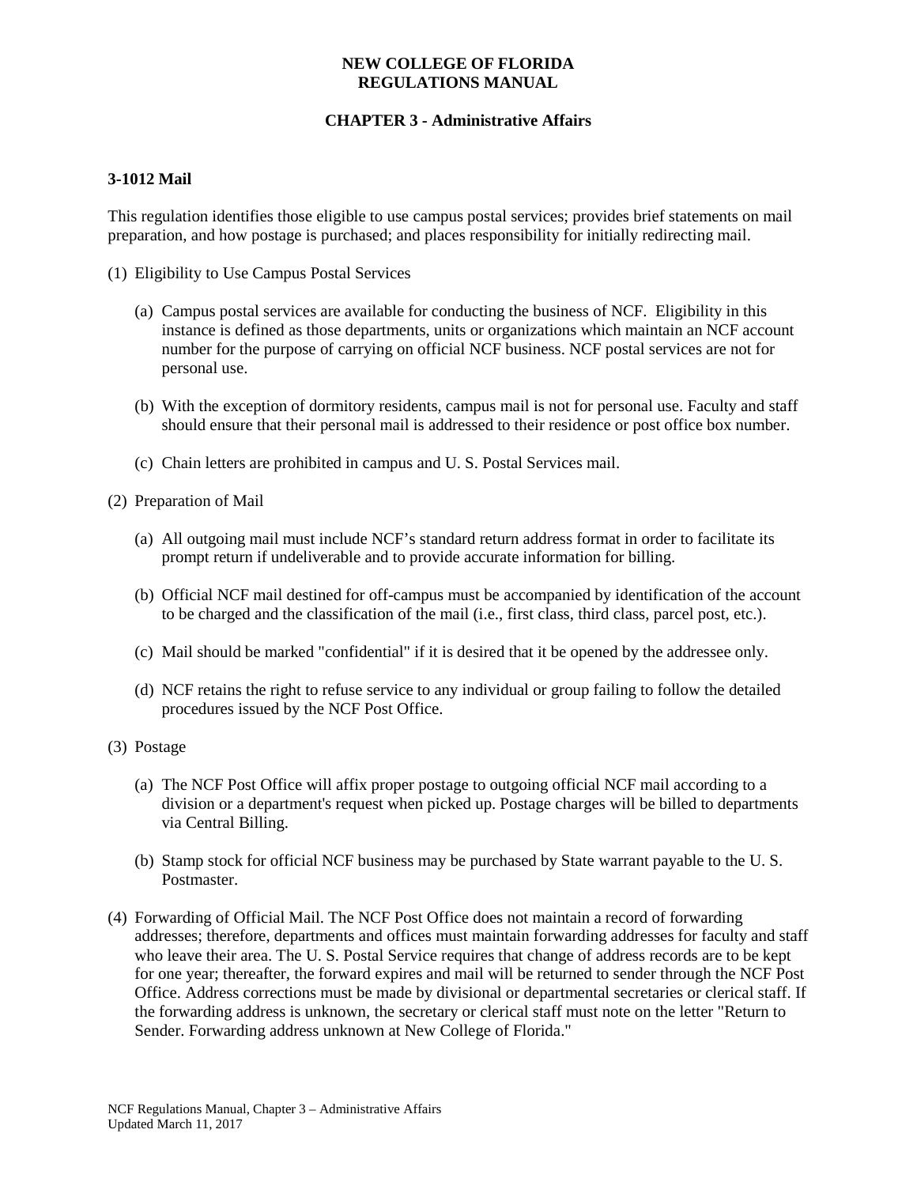# NEW COLLEGE OF FLORIDA
# REGULATIONS MANUAL

## CHAPTER 3 - Administrative Affairs

### 3-1012 Mail

This regulation identifies those eligible to use campus postal services; provides brief statements on mail preparation, and how postage is purchased; and places responsibility for initially redirecting mail.

(1) Eligibility to Use Campus Postal Services

(a) Campus postal services are available for conducting the business of NCF. Eligibility in this instance is defined as those departments, units or organizations which maintain an NCF account number for the purpose of carrying on official NCF business. NCF postal services are not for personal use.

(b) With the exception of dormitory residents, campus mail is not for personal use. Faculty and staff should ensure that their personal mail is addressed to their residence or post office box number.

(c) Chain letters are prohibited in campus and U. S. Postal Services mail.

(2) Preparation of Mail

(a) All outgoing mail must include NCF's standard return address format in order to facilitate its prompt return if undeliverable and to provide accurate information for billing.

(b) Official NCF mail destined for off-campus must be accompanied by identification of the account to be charged and the classification of the mail (i.e., first class, third class, parcel post, etc.).

(c) Mail should be marked "confidential" if it is desired that it be opened by the addressee only.

(d) NCF retains the right to refuse service to any individual or group failing to follow the detailed procedures issued by the NCF Post Office.

(3) Postage

(a) The NCF Post Office will affix proper postage to outgoing official NCF mail according to a division or a department's request when picked up. Postage charges will be billed to departments via Central Billing.

(b) Stamp stock for official NCF business may be purchased by State warrant payable to the U. S. Postmaster.

(4) Forwarding of Official Mail. The NCF Post Office does not maintain a record of forwarding addresses; therefore, departments and offices must maintain forwarding addresses for faculty and staff who leave their area. The U. S. Postal Service requires that change of address records are to be kept for one year; thereafter, the forward expires and mail will be returned to sender through the NCF Post Office. Address corrections must be made by divisional or departmental secretaries or clerical staff. If the forwarding address is unknown, the secretary or clerical staff must note on the letter "Return to Sender. Forwarding address unknown at New College of Florida."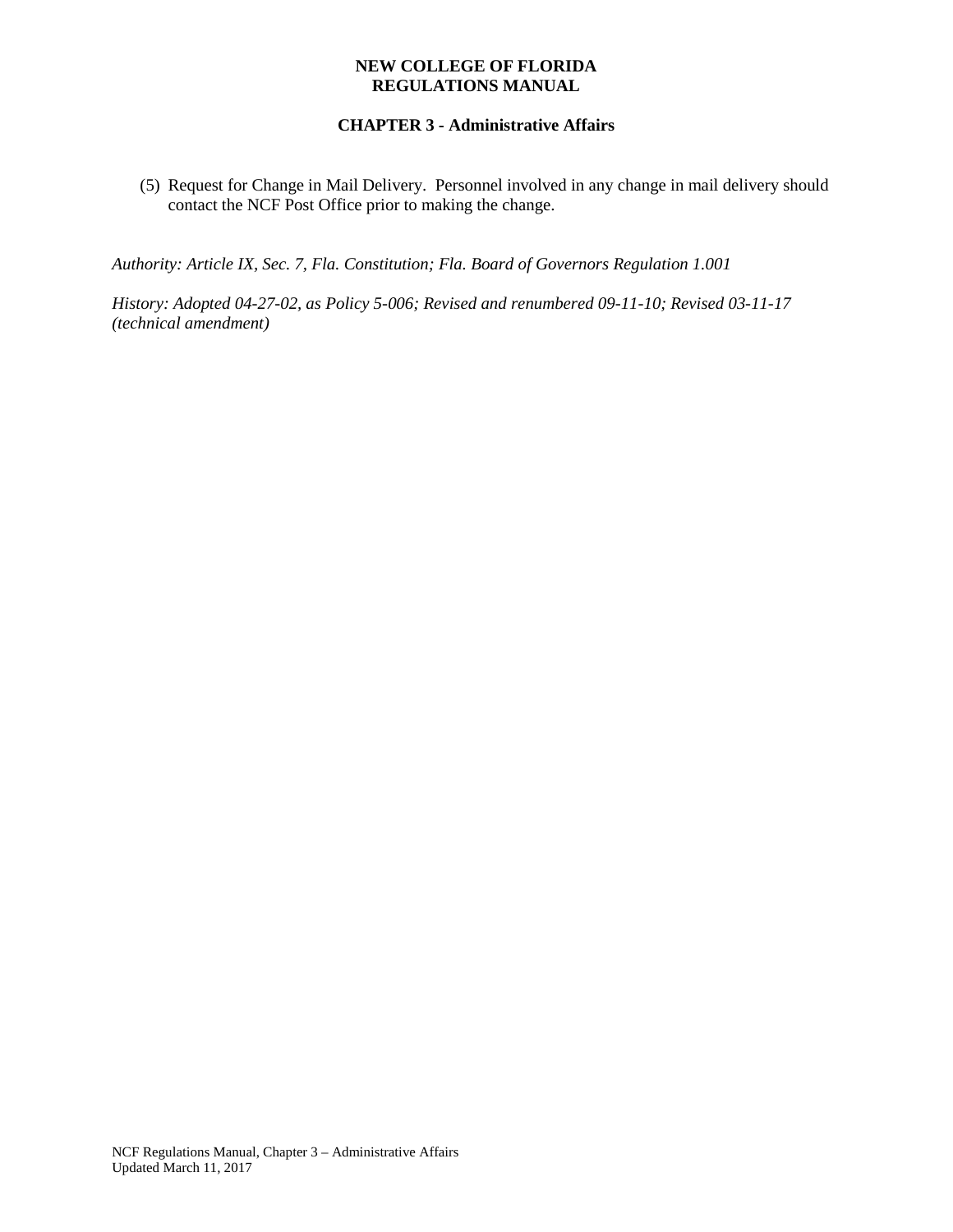(5) Request for Change in Mail Delivery. Personnel involved in any change in mail delivery should contact the NCF Post Office prior to making the change.

*Authority: Article IX, Sec. 7, Fla. Constitution; Fla. Board of Governors Regulation 1.001*

*History: Adopted 04-27-02, as Policy 5-006; Revised and renumbered 09-11-10; Revised 03-11-17 (technical amendment)*